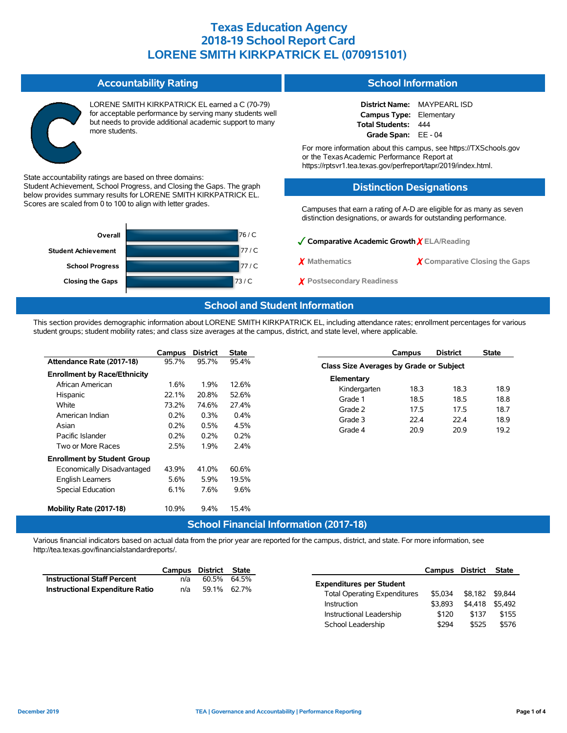# Texas Education Agency
# 2018-19 School Report Card
# LORENE SMITH KIRKPATRICK EL (070915101)

## Accountability Rating

**C**

LORENE SMITH KIRKPATRICK EL earned a C (70-79) for acceptable performance by serving many students well but needs to provide additional academic support to many more students.

State accountability ratings are based on three domains: Student Achievement, School Progress, and Closing the Gaps. The graph below provides summary results for LORENE SMITH KIRKPATRICK EL. Scores are scaled from 0 to 100 to align with letter grades.

| Domain | Score / Rating |
| --- | --- |
| Overall | 76 / C |
| Student Achievement | 77 / C |
| School Progress | 77 / C |
| Closing the Gaps | 73 / C |

## School Information

**District Name:** MAYPEARL ISD
**Campus Type:** Elementary
**Total Students:** 444
**Grade Span:** EE - 04

For more information about this campus, see https://TXSchools.gov or the Texas Academic Performance Report at https://rptsvr1.tea.texas.gov/perfreport/tapr/2019/index.html.

## Distinction Designations

Campuses that earn a rating of A-D are eligible for as many as seven distinction designations, or awards for outstanding performance.

- ✓ Comparative Academic Growth
- ✗ ELA/Reading
- ✗ Mathematics
- ✗ Comparative Closing the Gaps
- ✗ Postsecondary Readiness

## School and Student Information

This section provides demographic information about LORENE SMITH KIRKPATRICK EL, including attendance rates; enrollment percentages for various student groups; student mobility rates; and class size averages at the campus, district, and state level, where applicable.

| | Campus | District | State |
| --- | --- | --- | --- |
| **Attendance Rate (2017-18)** | 95.7% | 95.7% | 95.4% |
| **Enrollment by Race/Ethnicity** | | | |
| African American | 1.6% | 1.9% | 12.6% |
| Hispanic | 22.1% | 20.8% | 52.6% |
| White | 73.2% | 74.6% | 27.4% |
| American Indian | 0.2% | 0.3% | 0.4% |
| Asian | 0.2% | 0.5% | 4.5% |
| Pacific Islander | 0.2% | 0.2% | 0.2% |
| Two or More Races | 2.5% | 1.9% | 2.4% |
| **Enrollment by Student Group** | | | |
| Economically Disadvantaged | 43.9% | 41.0% | 60.6% |
| English Learners | 5.6% | 5.9% | 19.5% |
| Special Education | 6.1% | 7.6% | 9.6% |
| **Mobility Rate (2017-18)** | 10.9% | 9.4% | 15.4% |

| | Campus | District | State |
| --- | --- | --- | --- |
| **Class Size Averages by Grade or Subject** | | | |
| **Elementary** | | | |
| Kindergarten | 18.3 | 18.3 | 18.9 |
| Grade 1 | 18.5 | 18.5 | 18.8 |
| Grade 2 | 17.5 | 17.5 | 18.7 |
| Grade 3 | 22.4 | 22.4 | 18.9 |
| Grade 4 | 20.9 | 20.9 | 19.2 |

## School Financial Information (2017-18)

Various financial indicators based on actual data from the prior year are reported for the campus, district, and state. For more information, see http://tea.texas.gov/financialstandardreports/.

| | Campus | District | State |
| --- | --- | --- | --- |
| **Instructional Staff Percent** | n/a | 60.5% | 64.5% |
| **Instructional Expenditure Ratio** | n/a | 59.1% | 62.7% |

| | Campus | District | State |
| --- | --- | --- | --- |
| **Expenditures per Student** | | | |
| Total Operating Expenditures | $5,034 | $8,182 | $9,844 |
| Instruction | $3,893 | $4,418 | $5,492 |
| Instructional Leadership | $120 | $137 | $155 |
| School Leadership | $294 | $525 | $576 |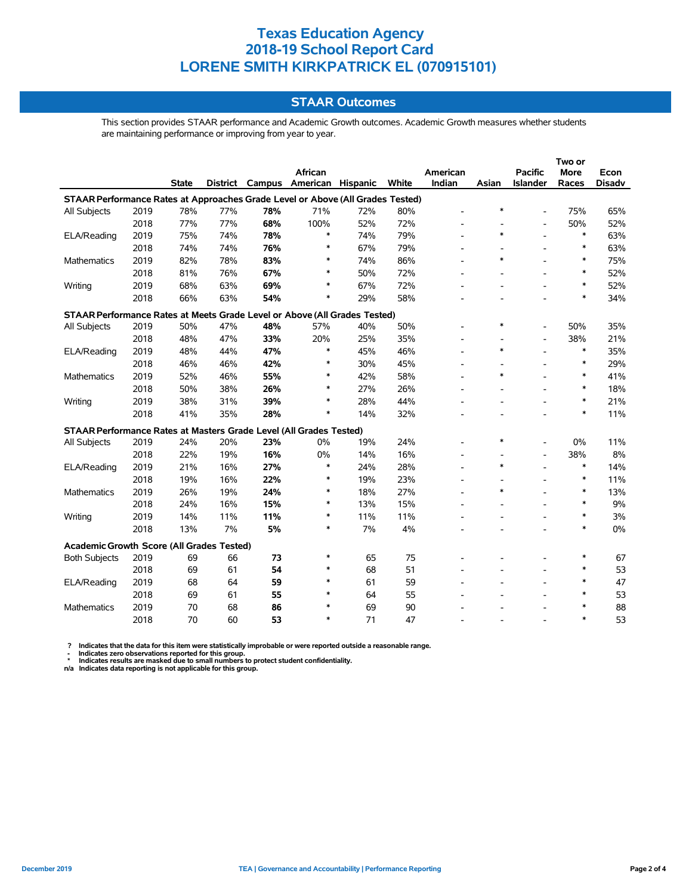# Texas Education Agency
# 2018-19 School Report Card
# LORENE SMITH KIRKPATRICK EL (070915101)

## STAAR Outcomes

This section provides STAAR performance and Academic Growth outcomes. Academic Growth measures whether students are maintaining performance or improving from year to year.

| | | State | District | Campus | African American | Hispanic | White | American Indian | Asian | Pacific Islander | Two or More Races | Econ Disadv |
|---|---|---|---|---|---|---|---|---|---|---|---|---|
| **STAAR Performance Rates at Approaches Grade Level or Above (All Grades Tested)** | | | | | | | | | | | | |
| All Subjects | 2019 | 78% | 77% | **78%** | 71% | 72% | 80% | - | * | - | 75% | 65% |
| | 2018 | 77% | 77% | **68%** | 100% | 52% | 72% | - | - | - | 50% | 52% |
| ELA/Reading | 2019 | 75% | 74% | **78%** | * | 74% | 79% | - | * | - | * | 63% |
| | 2018 | 74% | 74% | **76%** | * | 67% | 79% | - | - | - | * | 63% |
| Mathematics | 2019 | 82% | 78% | **83%** | * | 74% | 86% | - | * | - | * | 75% |
| | 2018 | 81% | 76% | **67%** | * | 50% | 72% | - | - | - | * | 52% |
| Writing | 2019 | 68% | 63% | **69%** | * | 67% | 72% | - | - | - | * | 52% |
| | 2018 | 66% | 63% | **54%** | * | 29% | 58% | - | - | - | * | 34% |
| **STAAR Performance Rates at Meets Grade Level or Above (All Grades Tested)** | | | | | | | | | | | | |
| All Subjects | 2019 | 50% | 47% | **48%** | 57% | 40% | 50% | - | * | - | 50% | 35% |
| | 2018 | 48% | 47% | **33%** | 20% | 25% | 35% | - | - | - | 38% | 21% |
| ELA/Reading | 2019 | 48% | 44% | **47%** | * | 45% | 46% | - | * | - | * | 35% |
| | 2018 | 46% | 46% | **42%** | * | 30% | 45% | - | - | - | * | 29% |
| Mathematics | 2019 | 52% | 46% | **55%** | * | 42% | 58% | - | * | - | * | 41% |
| | 2018 | 50% | 38% | **26%** | * | 27% | 26% | - | - | - | * | 18% |
| Writing | 2019 | 38% | 31% | **39%** | * | 28% | 44% | - | - | - | * | 21% |
| | 2018 | 41% | 35% | **28%** | * | 14% | 32% | - | - | - | * | 11% |
| **STAAR Performance Rates at Masters Grade Level (All Grades Tested)** | | | | | | | | | | | | |
| All Subjects | 2019 | 24% | 20% | **23%** | 0% | 19% | 24% | - | * | - | 0% | 11% |
| | 2018 | 22% | 19% | **16%** | 0% | 14% | 16% | - | - | - | 38% | 8% |
| ELA/Reading | 2019 | 21% | 16% | **27%** | * | 24% | 28% | - | * | - | * | 14% |
| | 2018 | 19% | 16% | **22%** | * | 19% | 23% | - | - | - | * | 11% |
| Mathematics | 2019 | 26% | 19% | **24%** | * | 18% | 27% | - | * | - | * | 13% |
| | 2018 | 24% | 16% | **15%** | * | 13% | 15% | - | - | - | * | 9% |
| Writing | 2019 | 14% | 11% | **11%** | * | 11% | 11% | - | - | - | * | 3% |
| | 2018 | 13% | 7% | **5%** | * | 7% | 4% | - | - | - | * | 0% |
| **Academic Growth Score (All Grades Tested)** | | | | | | | | | | | | |
| Both Subjects | 2019 | 69 | 66 | **73** | * | 65 | 75 | - | - | - | * | 67 |
| | 2018 | 69 | 61 | **54** | * | 68 | 51 | - | - | - | * | 53 |
| ELA/Reading | 2019 | 68 | 64 | **59** | * | 61 | 59 | - | - | - | * | 47 |
| | 2018 | 69 | 61 | **55** | * | 64 | 55 | - | - | - | * | 53 |
| Mathematics | 2019 | 70 | 68 | **86** | * | 69 | 90 | - | - | - | * | 88 |
| | 2018 | 70 | 60 | **53** | * | 71 | 47 | - | - | - | * | 53 |

**?** Indicates that the data for this item were statistically improbable or were reported outside a reasonable range.
**-** Indicates zero observations reported for this group.
**\*** Indicates results are masked due to small numbers to protect student confidentiality.
**n/a** Indicates data reporting is not applicable for this group.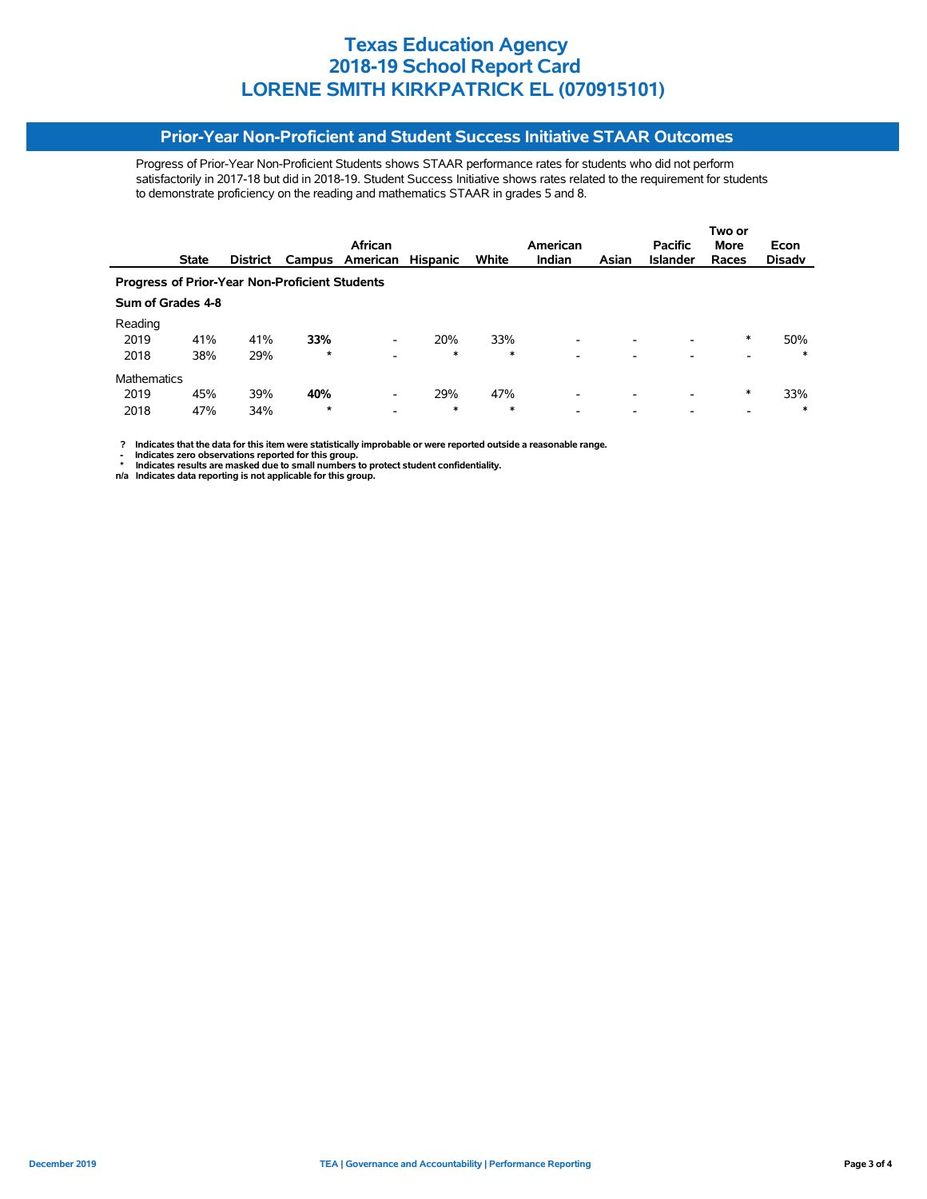# Texas Education Agency
# 2018-19 School Report Card
# LORENE SMITH KIRKPATRICK EL (070915101)

## Prior-Year Non-Proficient and Student Success Initiative STAAR Outcomes

Progress of Prior-Year Non-Proficient Students shows STAAR performance rates for students who did not perform satisfactorily in 2017-18 but did in 2018-19. Student Success Initiative shows rates related to the requirement for students to demonstrate proficiency on the reading and mathematics STAAR in grades 5 and 8.

| | State | District | Campus | African American | Hispanic | White | American Indian | Asian | Pacific Islander | Two or More Races | Econ Disadv |
|---|---|---|---|---|---|---|---|---|---|---|---|
| **Progress of Prior-Year Non-Proficient Students** | | | | | | | | | | | |
| **Sum of Grades 4-8** | | | | | | | | | | | |
| Reading | | | | | | | | | | | |
| 2019 | 41% | 41% | **33%** | - | 20% | 33% | - | - | - | * | 50% |
| 2018 | 38% | 29% | * | - | * | * | - | - | - | - | * |
| Mathematics | | | | | | | | | | | |
| 2019 | 45% | 39% | **40%** | - | 29% | 47% | - | - | - | * | 33% |
| 2018 | 47% | 34% | * | - | * | * | - | - | - | - | * |

**? Indicates that the data for this item were statistically improbable or were reported outside a reasonable range.**
**- Indicates zero observations reported for this group.**
**\* Indicates results are masked due to small numbers to protect student confidentiality.**
**n/a Indicates data reporting is not applicable for this group.**